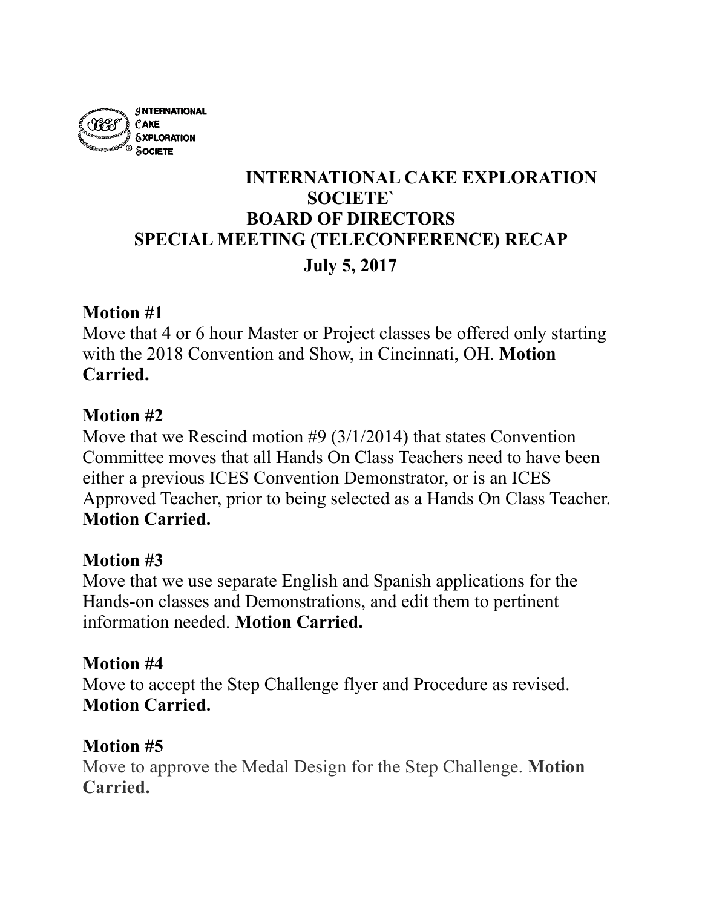INTERNATIONAL CAKE EXPLORATION SOCIETE

# INTERNATIONAL CAKE EXPLORATION SOCIETE`
# BOARD OF DIRECTORS
## SPECIAL MEETING (TELECONFERENCE) RECAP
### July 5, 2017

**Motion #1**
Move that 4 or 6 hour Master or Project classes be offered only starting with the 2018 Convention and Show, in Cincinnati, OH. **Motion Carried.**

**Motion #2**
Move that we Rescind motion #9 (3/1/2014) that states Convention Committee moves that all Hands On Class Teachers need to have been either a previous ICES Convention Demonstrator, or is an ICES Approved Teacher, prior to being selected as a Hands On Class Teacher. **Motion Carried.**

**Motion #3**
Move that we use separate English and Spanish applications for the Hands-on classes and Demonstrations, and edit them to pertinent information needed. **Motion Carried.**

**Motion #4**
Move to accept the Step Challenge flyer and Procedure as revised. **Motion Carried.**

**Motion #5**
Move to approve the Medal Design for the Step Challenge. **Motion Carried.**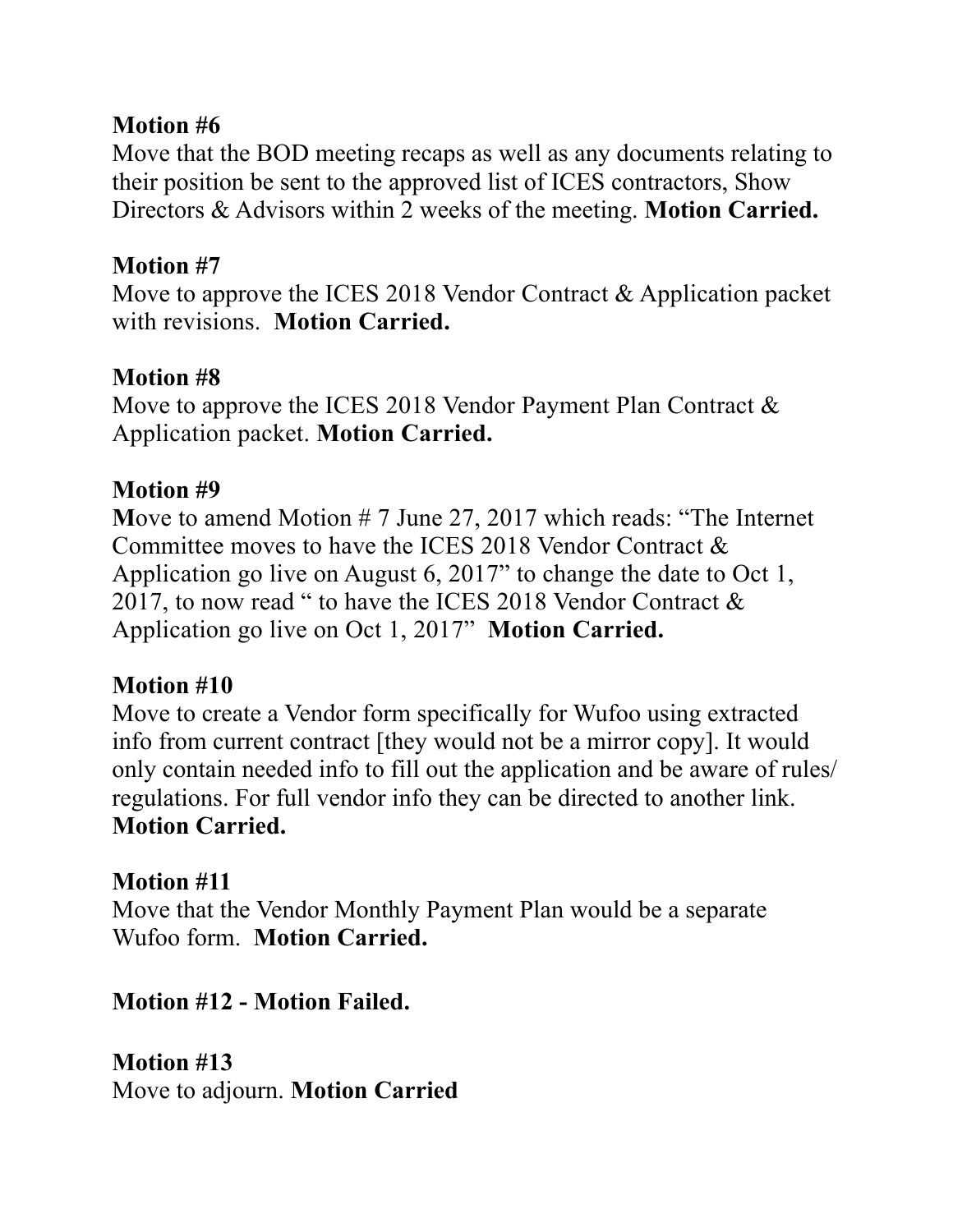**Motion #6**
Move that the BOD meeting recaps as well as any documents relating to their position be sent to the approved list of ICES contractors, Show Directors & Advisors within 2 weeks of the meeting. **Motion Carried.**

**Motion #7**
Move to approve the ICES 2018 Vendor Contract & Application packet with revisions. **Motion Carried.**

**Motion #8**
Move to approve the ICES 2018 Vendor Payment Plan Contract & Application packet. **Motion Carried.**

**Motion #9**
**M**ove to amend Motion # 7 June 27, 2017 which reads: "The Internet Committee moves to have the ICES 2018 Vendor Contract & Application go live on August 6, 2017" to change the date to Oct 1, 2017, to now read " to have the ICES 2018 Vendor Contract & Application go live on Oct 1, 2017" **Motion Carried.**

**Motion #10**
Move to create a Vendor form specifically for Wufoo using extracted info from current contract [they would not be a mirror copy]. It would only contain needed info to fill out the application and be aware of rules/ regulations. For full vendor info they can be directed to another link. **Motion Carried.**

**Motion #11**
Move that the Vendor Monthly Payment Plan would be a separate Wufoo form. **Motion Carried.**

**Motion #12 - Motion Failed.**

**Motion #13**
Move to adjourn. **Motion Carried**